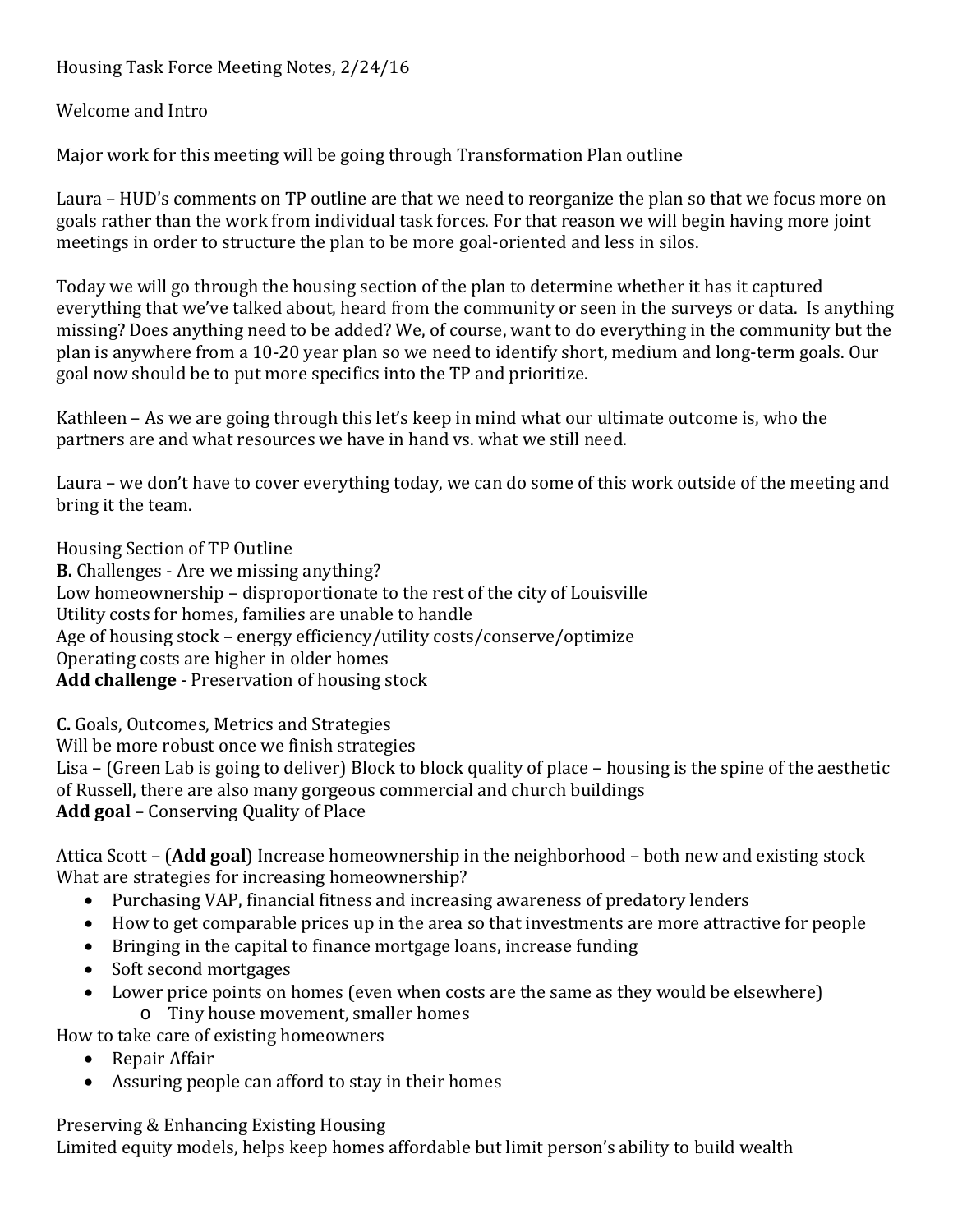Housing Task Force Meeting Notes, 2/24/16

Welcome and Intro

Major work for this meeting will be going through Transformation Plan outline

Laura – HUD's comments on TP outline are that we need to reorganize the plan so that we focus more on goals rather than the work from individual task forces. For that reason we will begin having more joint meetings in order to structure the plan to be more goal-oriented and less in silos.

Today we will go through the housing section of the plan to determine whether it has it captured everything that we've talked about, heard from the community or seen in the surveys or data. Is anything missing? Does anything need to be added? We, of course, want to do everything in the community but the plan is anywhere from a 10-20 year plan so we need to identify short, medium and long-term goals. Our goal now should be to put more specifics into the TP and prioritize.

Kathleen – As we are going through this let's keep in mind what our ultimate outcome is, who the partners are and what resources we have in hand vs. what we still need.

Laura – we don't have to cover everything today, we can do some of this work outside of the meeting and bring it the team.

Housing Section of TP Outline

**B.** Challenges - Are we missing anything?

Low homeownership – disproportionate to the rest of the city of Louisville

Utility costs for homes, families are unable to handle

Age of housing stock – energy efficiency/utility costs/conserve/optimize

Operating costs are higher in older homes

**Add challenge** - Preservation of housing stock

**C.** Goals, Outcomes, Metrics and Strategies

Will be more robust once we finish strategies

Lisa – (Green Lab is going to deliver) Block to block quality of place – housing is the spine of the aesthetic of Russell, there are also many gorgeous commercial and church buildings

**Add goal** – Conserving Quality of Place

Attica Scott – (**Add goal**) Increase homeownership in the neighborhood – both new and existing stock

What are strategies for increasing homeownership?

- Purchasing VAP, financial fitness and increasing awareness of predatory lenders
- How to get comparable prices up in the area so that investments are more attractive for people
- Bringing in the capital to finance mortgage loans, increase funding
- Soft second mortgages
- Lower price points on homes (even when costs are the same as they would be elsewhere)
  - Tiny house movement, smaller homes

How to take care of existing homeowners

- Repair Affair
- Assuring people can afford to stay in their homes

Preserving & Enhancing Existing Housing

Limited equity models, helps keep homes affordable but limit person's ability to build wealth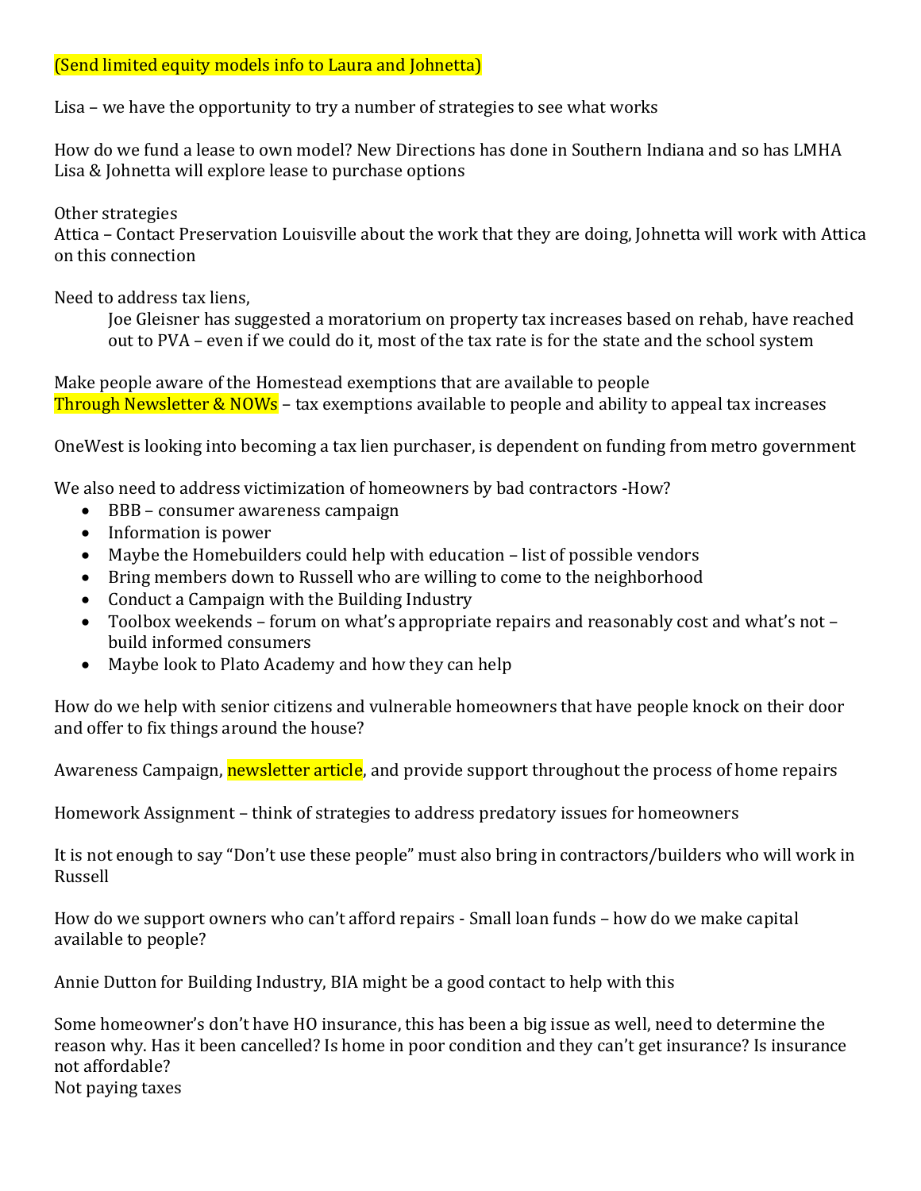(Send limited equity models info to Laura and Johnetta)

Lisa – we have the opportunity to try a number of strategies to see what works

How do we fund a lease to own model? New Directions has done in Southern Indiana and so has LMHA
Lisa & Johnetta will explore lease to purchase options

Other strategies
Attica – Contact Preservation Louisville about the work that they are doing, Johnetta will work with Attica on this connection

Need to address tax liens,

> Joe Gleisner has suggested a moratorium on property tax increases based on rehab, have reached out to PVA – even if we could do it, most of the tax rate is for the state and the school system

Make people aware of the Homestead exemptions that are available to people
Through Newsletter & NOWs – tax exemptions available to people and ability to appeal tax increases

OneWest is looking into becoming a tax lien purchaser, is dependent on funding from metro government

We also need to address victimization of homeowners by bad contractors -How?

- BBB – consumer awareness campaign
- Information is power
- Maybe the Homebuilders could help with education – list of possible vendors
- Bring members down to Russell who are willing to come to the neighborhood
- Conduct a Campaign with the Building Industry
- Toolbox weekends – forum on what's appropriate repairs and reasonably cost and what's not – build informed consumers
- Maybe look to Plato Academy and how they can help

How do we help with senior citizens and vulnerable homeowners that have people knock on their door and offer to fix things around the house?

Awareness Campaign, newsletter article, and provide support throughout the process of home repairs

Homework Assignment – think of strategies to address predatory issues for homeowners

It is not enough to say "Don't use these people" must also bring in contractors/builders who will work in Russell

How do we support owners who can't afford repairs - Small loan funds – how do we make capital available to people?

Annie Dutton for Building Industry, BIA might be a good contact to help with this

Some homeowner's don't have HO insurance, this has been a big issue as well, need to determine the reason why. Has it been cancelled? Is home in poor condition and they can't get insurance? Is insurance not affordable?
Not paying taxes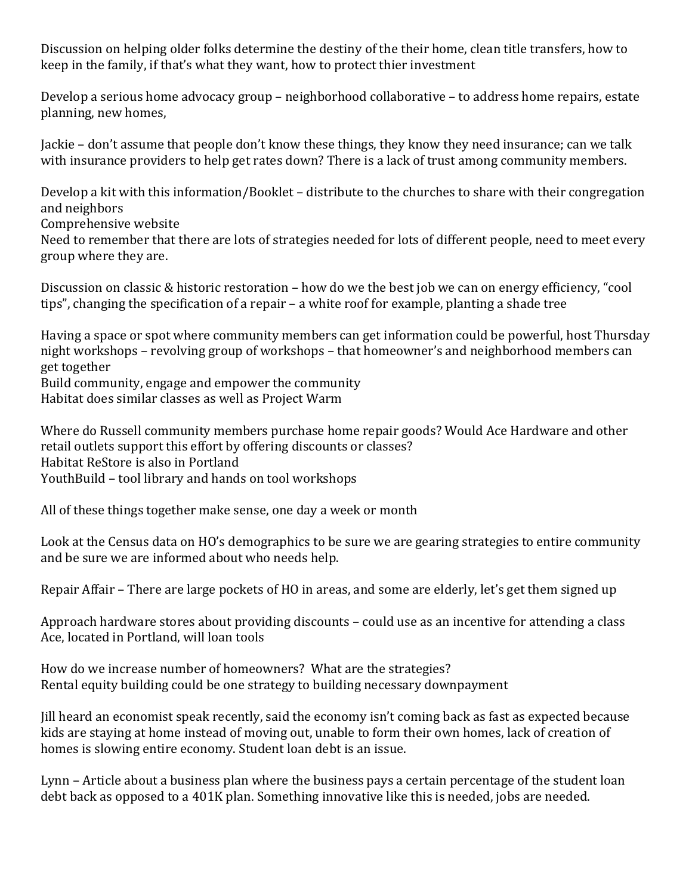Discussion on helping older folks determine the destiny of the their home, clean title transfers, how to keep in the family, if that's what they want, how to protect thier investment

Develop a serious home advocacy group – neighborhood collaborative – to address home repairs, estate planning, new homes,

Jackie – don't assume that people don't know these things, they know they need insurance; can we talk with insurance providers to help get rates down? There is a lack of trust among community members.

Develop a kit with this information/Booklet – distribute to the churches to share with their congregation and neighbors
Comprehensive website
Need to remember that there are lots of strategies needed for lots of different people, need to meet every group where they are.

Discussion on classic & historic restoration – how do we the best job we can on energy efficiency, "cool tips", changing the specification of a repair – a white roof for example, planting a shade tree

Having a space or spot where community members can get information could be powerful, host Thursday night workshops – revolving group of workshops – that homeowner's and neighborhood members can get together
Build community, engage and empower the community
Habitat does similar classes as well as Project Warm

Where do Russell community members purchase home repair goods? Would Ace Hardware and other retail outlets support this effort by offering discounts or classes?
Habitat ReStore is also in Portland
YouthBuild – tool library and hands on tool workshops

All of these things together make sense, one day a week or month

Look at the Census data on HO's demographics to be sure we are gearing strategies to entire community and be sure we are informed about who needs help.

Repair Affair – There are large pockets of HO in areas, and some are elderly, let's get them signed up

Approach hardware stores about providing discounts – could use as an incentive for attending a class
Ace, located in Portland, will loan tools

How do we increase number of homeowners? What are the strategies?
Rental equity building could be one strategy to building necessary downpayment

Jill heard an economist speak recently, said the economy isn't coming back as fast as expected because kids are staying at home instead of moving out, unable to form their own homes, lack of creation of homes is slowing entire economy. Student loan debt is an issue.

Lynn – Article about a business plan where the business pays a certain percentage of the student loan debt back as opposed to a 401K plan. Something innovative like this is needed, jobs are needed.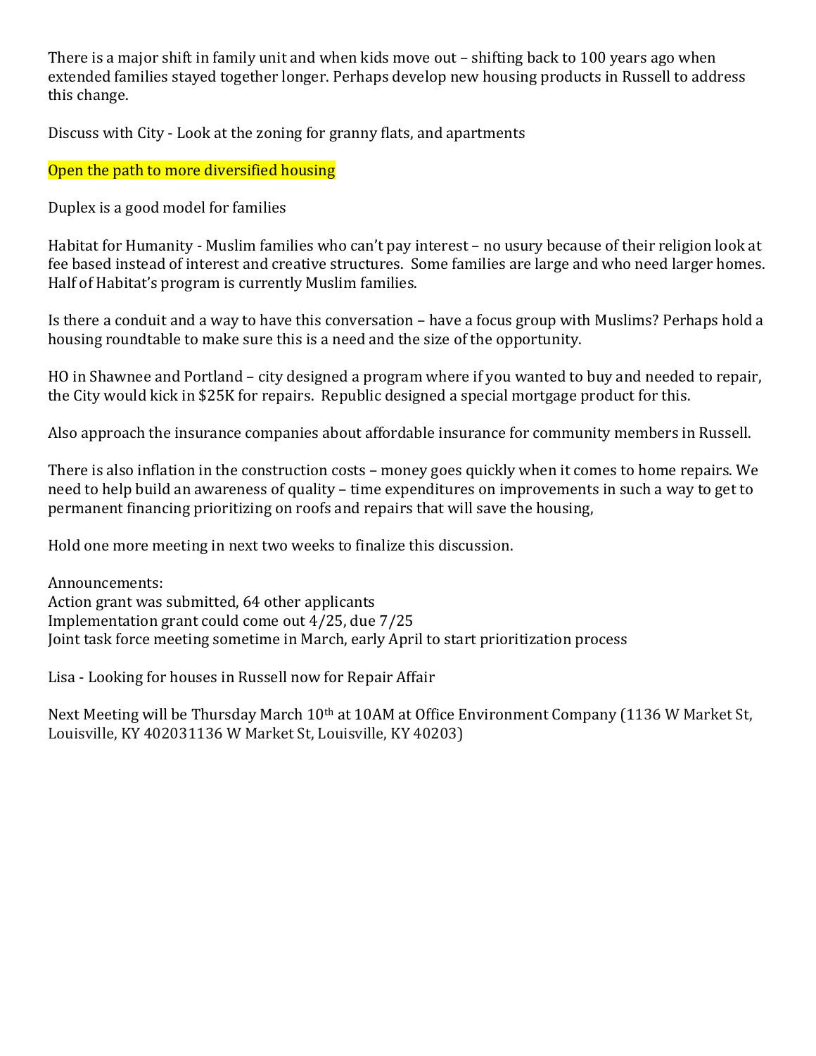There is a major shift in family unit and when kids move out – shifting back to 100 years ago when extended families stayed together longer. Perhaps develop new housing products in Russell to address this change.

Discuss with City - Look at the zoning for granny flats, and apartments

Open the path to more diversified housing

Duplex is a good model for families

Habitat for Humanity - Muslim families who can't pay interest – no usury because of their religion look at fee based instead of interest and creative structures. Some families are large and who need larger homes. Half of Habitat's program is currently Muslim families.

Is there a conduit and a way to have this conversation – have a focus group with Muslims? Perhaps hold a housing roundtable to make sure this is a need and the size of the opportunity.

HO in Shawnee and Portland – city designed a program where if you wanted to buy and needed to repair, the City would kick in $25K for repairs. Republic designed a special mortgage product for this.

Also approach the insurance companies about affordable insurance for community members in Russell.

There is also inflation in the construction costs – money goes quickly when it comes to home repairs. We need to help build an awareness of quality – time expenditures on improvements in such a way to get to permanent financing prioritizing on roofs and repairs that will save the housing,

Hold one more meeting in next two weeks to finalize this discussion.

Announcements:
Action grant was submitted, 64 other applicants
Implementation grant could come out 4/25, due 7/25
Joint task force meeting sometime in March, early April to start prioritization process

Lisa - Looking for houses in Russell now for Repair Affair

Next Meeting will be Thursday March 10th at 10AM at Office Environment Company (1136 W Market St, Louisville, KY 402031136 W Market St, Louisville, KY 40203)